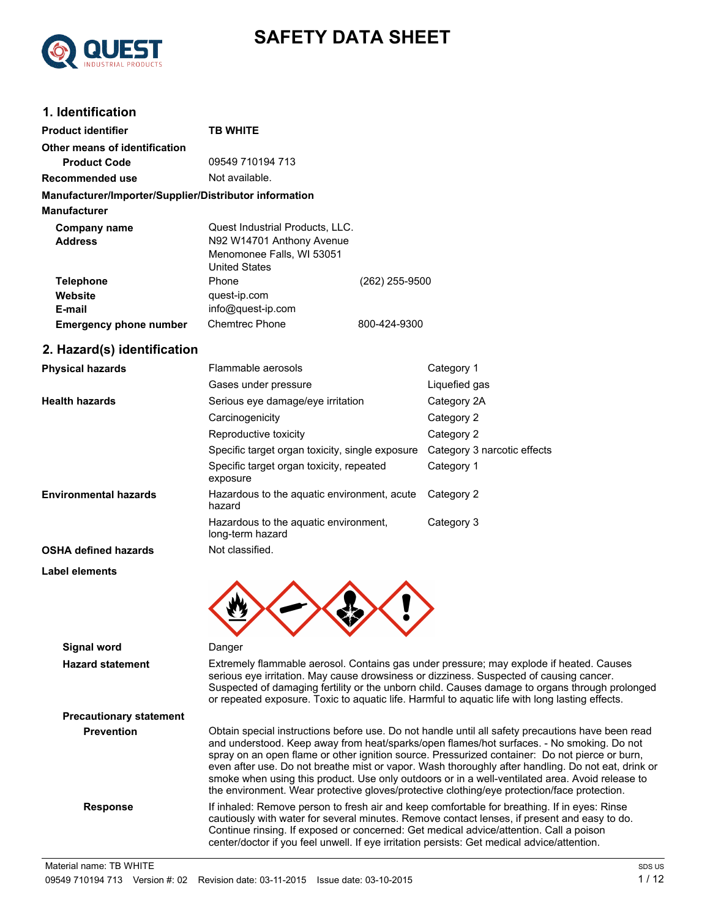# SAFETY DATA SHEET

## 1. Identification

| | | |
|---|---|---|
| **Product identifier** | TB WHITE | |
| **Other means of identification** | | |
| **Product Code** | 09549 710194 713 | |
| **Recommended use** | Not available. | |

**Manufacturer/Importer/Supplier/Distributor information**

**Manufacturer**

| | | |
|---|---|---|
| **Company name** | Quest Industrial Products, LLC. | |
| **Address** | N92 W14701 Anthony Avenue<br>Menomonee Falls, WI 53051<br>United States | |
| **Telephone** | Phone | (262) 255-9500 |
| **Website** | quest-ip.com | |
| **E-mail** | info@quest-ip.com | |
| **Emergency phone number** | Chemtrec Phone | 800-424-9300 |

## 2. Hazard(s) identification

| | | |
|---|---|---|
| **Physical hazards** | Flammable aerosols | Category 1 |
| | Gases under pressure | Liquefied gas |
| **Health hazards** | Serious eye damage/eye irritation | Category 2A |
| | Carcinogenicity | Category 2 |
| | Reproductive toxicity | Category 2 |
| | Specific target organ toxicity, single exposure | Category 3 narcotic effects |
| | Specific target organ toxicity, repeated exposure | Category 1 |
| **Environmental hazards** | Hazardous to the aquatic environment, acute hazard | Category 2 |
| | Hazardous to the aquatic environment, long-term hazard | Category 3 |
| **OSHA defined hazards** | Not classified. | |

**Label elements**

**Signal word** Danger

**Hazard statement** Extremely flammable aerosol. Contains gas under pressure; may explode if heated. Causes serious eye irritation. May cause drowsiness or dizziness. Suspected of causing cancer. Suspected of damaging fertility or the unborn child. Causes damage to organs through prolonged or repeated exposure. Toxic to aquatic life. Harmful to aquatic life with long lasting effects.

**Precautionary statement**

**Prevention** Obtain special instructions before use. Do not handle until all safety precautions have been read and understood. Keep away from heat/sparks/open flames/hot surfaces. - No smoking. Do not spray on an open flame or other ignition source. Pressurized container: Do not pierce or burn, even after use. Do not breathe mist or vapor. Wash thoroughly after handling. Do not eat, drink or smoke when using this product. Use only outdoors or in a well-ventilated area. Avoid release to the environment. Wear protective gloves/protective clothing/eye protection/face protection.

**Response** If inhaled: Remove person to fresh air and keep comfortable for breathing. If in eyes: Rinse cautiously with water for several minutes. Remove contact lenses, if present and easy to do. Continue rinsing. If exposed or concerned: Get medical advice/attention. Call a poison center/doctor if you feel unwell. If eye irritation persists: Get medical advice/attention.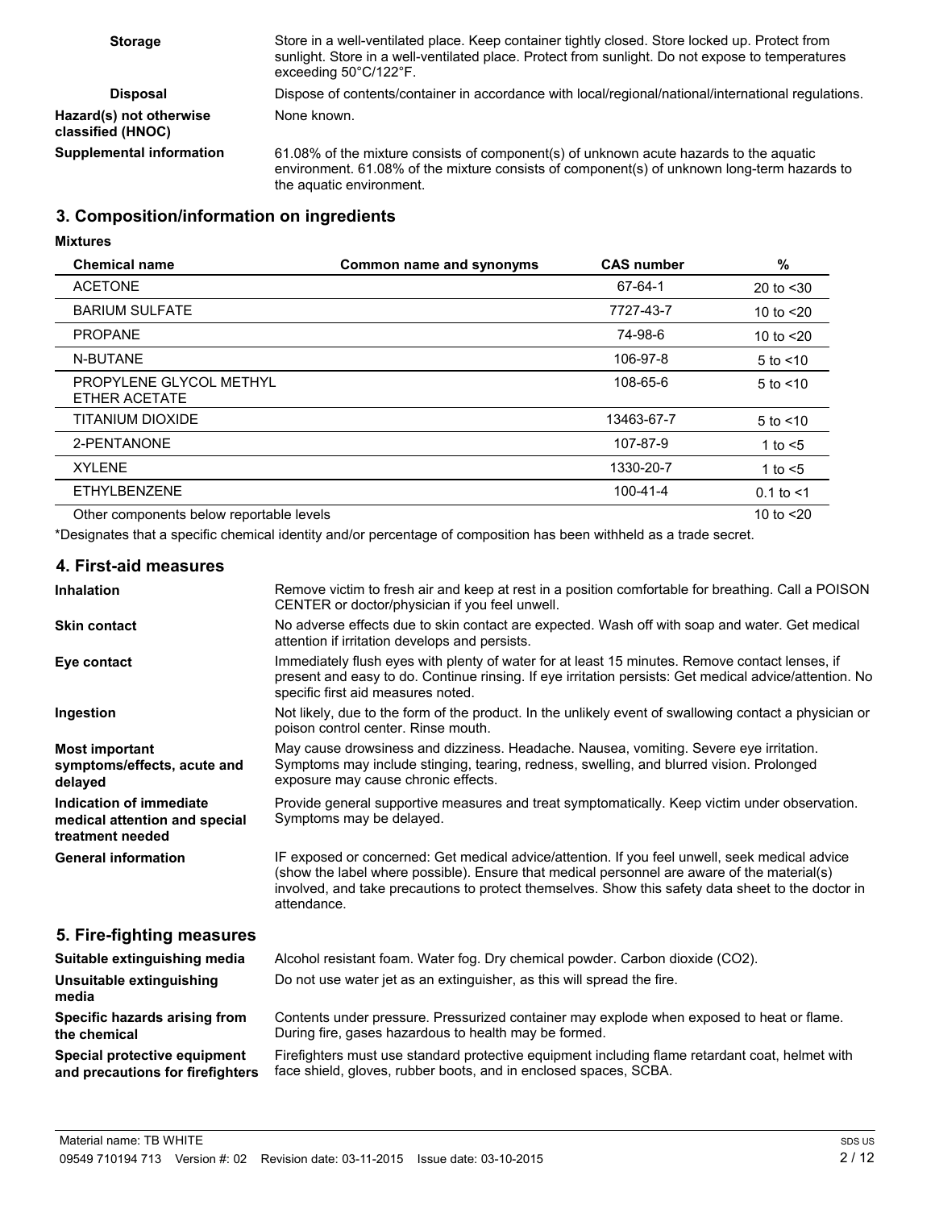| | |
|---|---|
| **Storage** | Store in a well-ventilated place. Keep container tightly closed. Store locked up. Protect from sunlight. Store in a well-ventilated place. Protect from sunlight. Do not expose to temperatures exceeding 50°C/122°F. |
| **Disposal** | Dispose of contents/container in accordance with local/regional/national/international regulations. |
| **Hazard(s) not otherwise classified (HNOC)** | None known. |
| **Supplemental information** | 61.08% of the mixture consists of component(s) of unknown acute hazards to the aquatic environment. 61.08% of the mixture consists of component(s) of unknown long-term hazards to the aquatic environment. |

## 3. Composition/information on ingredients

**Mixtures**

| Chemical name | Common name and synonyms | CAS number | % |
|---|---|---|---|
| ACETONE | | 67-64-1 | 20 to <30 |
| BARIUM SULFATE | | 7727-43-7 | 10 to <20 |
| PROPANE | | 74-98-6 | 10 to <20 |
| N-BUTANE | | 106-97-8 | 5 to <10 |
| PROPYLENE GLYCOL METHYL ETHER ACETATE | | 108-65-6 | 5 to <10 |
| TITANIUM DIOXIDE | | 13463-67-7 | 5 to <10 |
| 2-PENTANONE | | 107-87-9 | 1 to <5 |
| XYLENE | | 1330-20-7 | 1 to <5 |
| ETHYLBENZENE | | 100-41-4 | 0.1 to <1 |
| Other components below reportable levels | | | 10 to <20 |

*Designates that a specific chemical identity and/or percentage of composition has been withheld as a trade secret.

## 4. First-aid measures

| | |
|---|---|
| **Inhalation** | Remove victim to fresh air and keep at rest in a position comfortable for breathing. Call a POISON CENTER or doctor/physician if you feel unwell. |
| **Skin contact** | No adverse effects due to skin contact are expected. Wash off with soap and water. Get medical attention if irritation develops and persists. |
| **Eye contact** | Immediately flush eyes with plenty of water for at least 15 minutes. Remove contact lenses, if present and easy to do. Continue rinsing. If eye irritation persists: Get medical advice/attention. No specific first aid measures noted. |
| **Ingestion** | Not likely, due to the form of the product. In the unlikely event of swallowing contact a physician or poison control center. Rinse mouth. |
| **Most important symptoms/effects, acute and delayed** | May cause drowsiness and dizziness. Headache. Nausea, vomiting. Severe eye irritation. Symptoms may include stinging, tearing, redness, swelling, and blurred vision. Prolonged exposure may cause chronic effects. |
| **Indication of immediate medical attention and special treatment needed** | Provide general supportive measures and treat symptomatically. Keep victim under observation. Symptoms may be delayed. |
| **General information** | IF exposed or concerned: Get medical advice/attention. If you feel unwell, seek medical advice (show the label where possible). Ensure that medical personnel are aware of the material(s) involved, and take precautions to protect themselves. Show this safety data sheet to the doctor in attendance. |

## 5. Fire-fighting measures

| | |
|---|---|
| **Suitable extinguishing media** | Alcohol resistant foam. Water fog. Dry chemical powder. Carbon dioxide ($CO_2$). |
| **Unsuitable extinguishing media** | Do not use water jet as an extinguisher, as this will spread the fire. |
| **Specific hazards arising from the chemical** | Contents under pressure. Pressurized container may explode when exposed to heat or flame. During fire, gases hazardous to health may be formed. |
| **Special protective equipment and precautions for firefighters** | Firefighters must use standard protective equipment including flame retardant coat, helmet with face shield, gloves, rubber boots, and in enclosed spaces, SCBA. |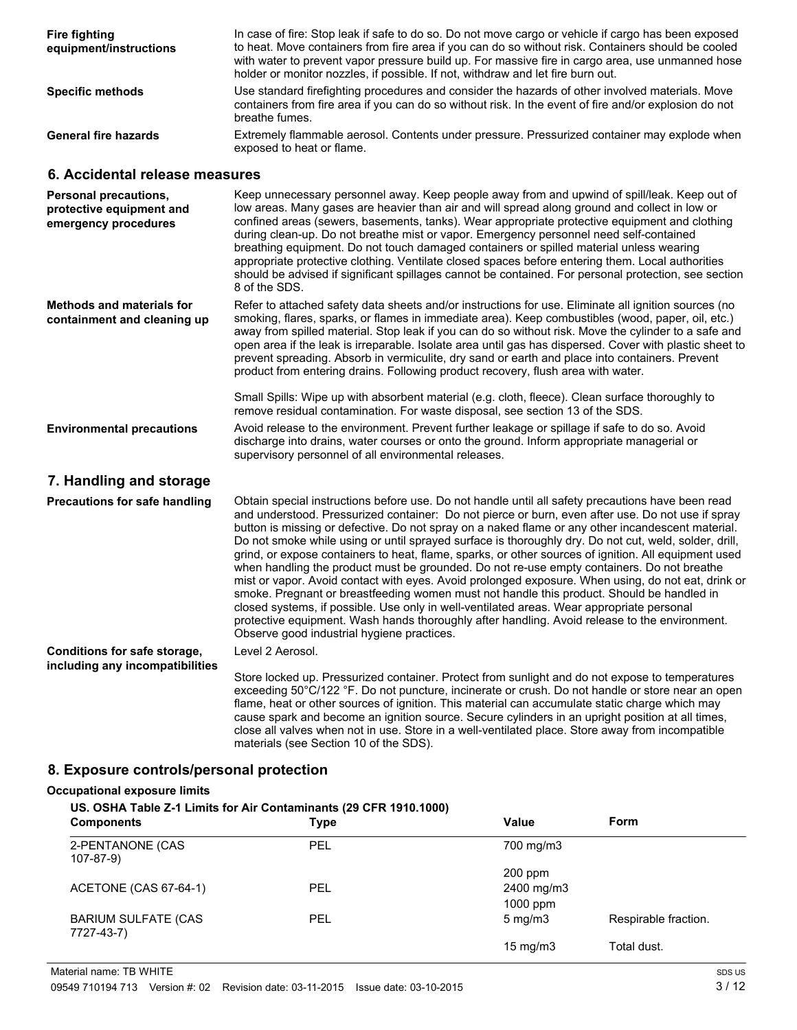| | |
|---|---|
| **Fire fighting equipment/instructions** | In case of fire: Stop leak if safe to do so. Do not move cargo or vehicle if cargo has been exposed to heat. Move containers from fire area if you can do so without risk. Containers should be cooled with water to prevent vapor pressure build up. For massive fire in cargo area, use unmanned hose holder or monitor nozzles, if possible. If not, withdraw and let fire burn out. |
| **Specific methods** | Use standard firefighting procedures and consider the hazards of other involved materials. Move containers from fire area if you can do so without risk. In the event of fire and/or explosion do not breathe fumes. |
| **General fire hazards** | Extremely flammable aerosol. Contents under pressure. Pressurized container may explode when exposed to heat or flame. |

## 6. Accidental release measures

| | |
|---|---|
| **Personal precautions, protective equipment and emergency procedures** | Keep unnecessary personnel away. Keep people away from and upwind of spill/leak. Keep out of low areas. Many gases are heavier than air and will spread along ground and collect in low or confined areas (sewers, basements, tanks). Wear appropriate protective equipment and clothing during clean-up. Do not breathe mist or vapor. Emergency personnel need self-contained breathing equipment. Do not touch damaged containers or spilled material unless wearing appropriate protective clothing. Ventilate closed spaces before entering them. Local authorities should be advised if significant spillages cannot be contained. For personal protection, see section 8 of the SDS. |
| **Methods and materials for containment and cleaning up** | Refer to attached safety data sheets and/or instructions for use. Eliminate all ignition sources (no smoking, flares, sparks, or flames in immediate area). Keep combustibles (wood, paper, oil, etc.) away from spilled material. Stop leak if you can do so without risk. Move the cylinder to a safe and open area if the leak is irreparable. Isolate area until gas has dispersed. Cover with plastic sheet to prevent spreading. Absorb in vermiculite, dry sand or earth and place into containers. Prevent product from entering drains. Following product recovery, flush area with water.<br><br>Small Spills: Wipe up with absorbent material (e.g. cloth, fleece). Clean surface thoroughly to remove residual contamination. For waste disposal, see section 13 of the SDS. |
| **Environmental precautions** | Avoid release to the environment. Prevent further leakage or spillage if safe to do so. Avoid discharge into drains, water courses or onto the ground. Inform appropriate managerial or supervisory personnel of all environmental releases. |

## 7. Handling and storage

| | |
|---|---|
| **Precautions for safe handling** | Obtain special instructions before use. Do not handle until all safety precautions have been read and understood. Pressurized container: Do not pierce or burn, even after use. Do not use if spray button is missing or defective. Do not spray on a naked flame or any other incandescent material. Do not smoke while using or until sprayed surface is thoroughly dry. Do not cut, weld, solder, drill, grind, or expose containers to heat, flame, sparks, or other sources of ignition. All equipment used when handling the product must be grounded. Do not re-use empty containers. Do not breathe mist or vapor. Avoid contact with eyes. Avoid prolonged exposure. When using, do not eat, drink or smoke. Pregnant or breastfeeding women must not handle this product. Should be handled in closed systems, if possible. Use only in well-ventilated areas. Wear appropriate personal protective equipment. Wash hands thoroughly after handling. Avoid release to the environment. Observe good industrial hygiene practices. |
| **Conditions for safe storage, including any incompatibilities** | Level 2 Aerosol.<br><br>Store locked up. Pressurized container. Protect from sunlight and do not expose to temperatures exceeding 50°C/122 °F. Do not puncture, incinerate or crush. Do not handle or store near an open flame, heat or other sources of ignition. This material can accumulate static charge which may cause spark and become an ignition source. Secure cylinders in an upright position at all times, close all valves when not in use. Store in a well-ventilated place. Store away from incompatible materials (see Section 10 of the SDS). |

## 8. Exposure controls/personal protection

**Occupational exposure limits**

**US. OSHA Table Z-1 Limits for Air Contaminants (29 CFR 1910.1000)**

| Components | Type | Value | Form |
|---|---|---|---|
| 2-PENTANONE (CAS 107-87-9) | PEL | 700 mg/m3 | |
| | | 200 ppm | |
| ACETONE (CAS 67-64-1) | PEL | 2400 mg/m3 | |
| | | 1000 ppm | |
| BARIUM SULFATE (CAS 7727-43-7) | PEL | 5 mg/m3 | Respirable fraction. |
| | | 15 mg/m3 | Total dust. |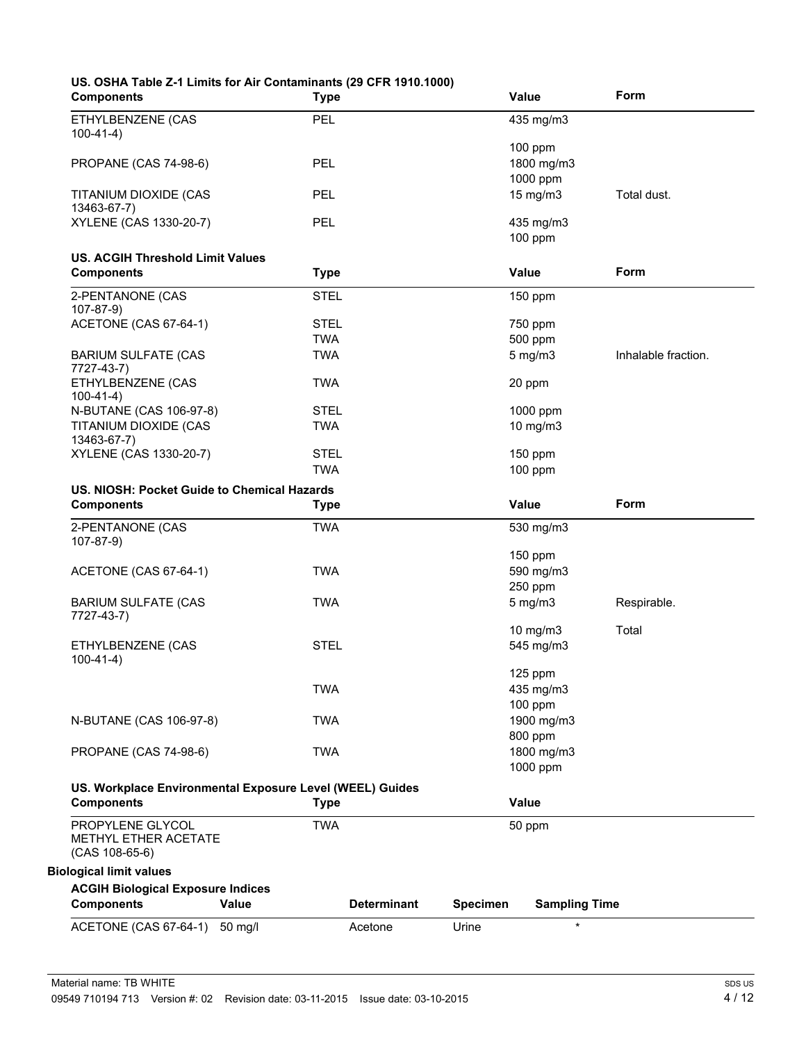### US. OSHA Table Z-1 Limits for Air Contaminants (29 CFR 1910.1000)

| Components | Type | Value | Form |
|---|---|---|---|
| ETHYLBENZENE (CAS 100-41-4) | PEL | 435 mg/m3 | |
| | | 100 ppm | |
| PROPANE (CAS 74-98-6) | PEL | 1800 mg/m3 | |
| | | 1000 ppm | |
| TITANIUM DIOXIDE (CAS 13463-67-7) | PEL | 15 mg/m3 | Total dust. |
| XYLENE (CAS 1330-20-7) | PEL | 435 mg/m3 | |
| | | 100 ppm | |

### US. ACGIH Threshold Limit Values

| Components | Type | Value | Form |
|---|---|---|---|
| 2-PENTANONE (CAS 107-87-9) | STEL | 150 ppm | |
| ACETONE (CAS 67-64-1) | STEL | 750 ppm | |
| | TWA | 500 ppm | |
| BARIUM SULFATE (CAS 7727-43-7) | TWA | 5 mg/m3 | Inhalable fraction. |
| ETHYLBENZENE (CAS 100-41-4) | TWA | 20 ppm | |
| N-BUTANE (CAS 106-97-8) | STEL | 1000 ppm | |
| TITANIUM DIOXIDE (CAS 13463-67-7) | TWA | 10 mg/m3 | |
| XYLENE (CAS 1330-20-7) | STEL | 150 ppm | |
| | TWA | 100 ppm | |

### US. NIOSH: Pocket Guide to Chemical Hazards

| Components | Type | Value | Form |
|---|---|---|---|
| 2-PENTANONE (CAS 107-87-9) | TWA | 530 mg/m3 | |
| | | 150 ppm | |
| ACETONE (CAS 67-64-1) | TWA | 590 mg/m3 | |
| | | 250 ppm | |
| BARIUM SULFATE (CAS 7727-43-7) | TWA | 5 mg/m3 | Respirable. |
| | | 10 mg/m3 | Total |
| ETHYLBENZENE (CAS 100-41-4) | STEL | 545 mg/m3 | |
| | | 125 ppm | |
| | TWA | 435 mg/m3 | |
| | | 100 ppm | |
| N-BUTANE (CAS 106-97-8) | TWA | 1900 mg/m3 | |
| | | 800 ppm | |
| PROPANE (CAS 74-98-6) | TWA | 1800 mg/m3 | |
| | | 1000 ppm | |

### US. Workplace Environmental Exposure Level (WEEL) Guides

| Components | Type | Value |
|---|---|---|
| PROPYLENE GLYCOL METHYL ETHER ACETATE (CAS 108-65-6) | TWA | 50 ppm |

## Biological limit values

### ACGIH Biological Exposure Indices

| Components | Value | Determinant | Specimen | Sampling Time |
|---|---|---|---|---|
| ACETONE (CAS 67-64-1) | 50 mg/l | Acetone | Urine | * |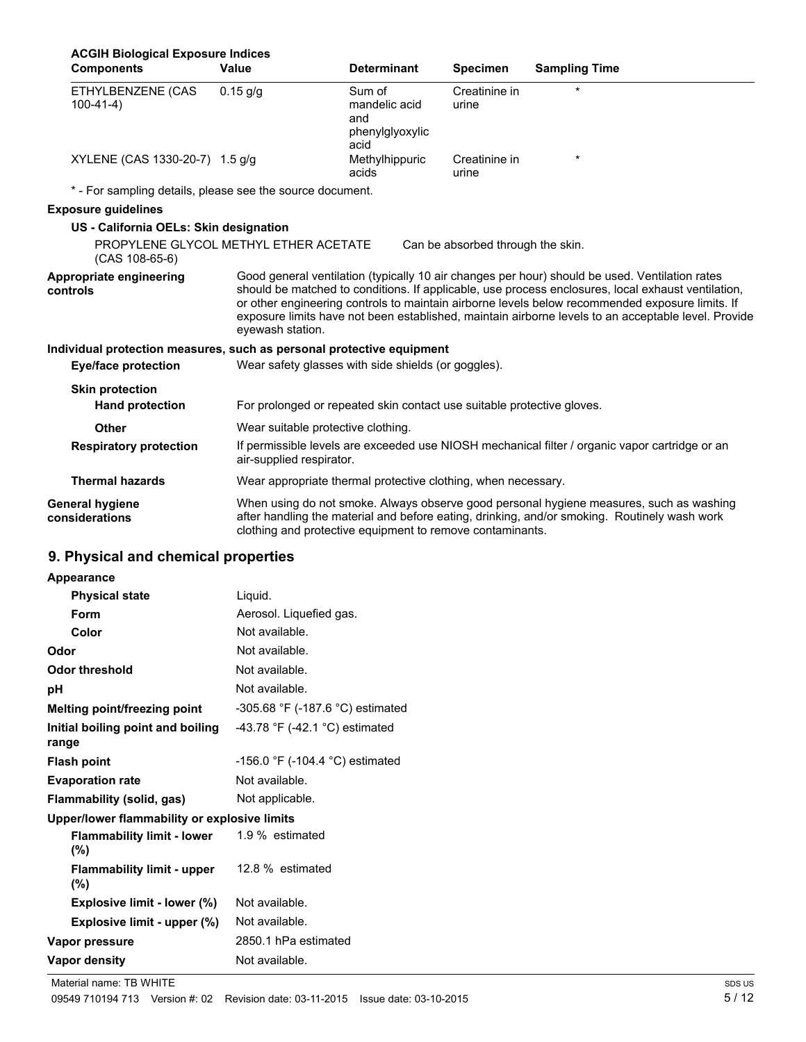**ACGIH Biological Exposure Indices**

| Components | Value | Determinant | Specimen | Sampling Time |
|---|---|---|---|---|
| ETHYLBENZENE (CAS 100-41-4) | 0.15 g/g | Sum of mandelic acid and phenylglyoxylic acid | Creatinine in urine | * |
| XYLENE (CAS 1330-20-7) | 1.5 g/g | Methylhippuric acids | Creatinine in urine | * |

* - For sampling details, please see the source document.

**Exposure guidelines**

**US - California OELs: Skin designation**

PROPYLENE GLYCOL METHYL ETHER ACETATE (CAS 108-65-6) — Can be absorbed through the skin.

**Appropriate engineering controls**
Good general ventilation (typically 10 air changes per hour) should be used. Ventilation rates should be matched to conditions. If applicable, use process enclosures, local exhaust ventilation, or other engineering controls to maintain airborne levels below recommended exposure limits. If exposure limits have not been established, maintain airborne levels to an acceptable level. Provide eyewash station.

**Individual protection measures, such as personal protective equipment**

**Eye/face protection**
Wear safety glasses with side shields (or goggles).

**Skin protection**

**Hand protection**
For prolonged or repeated skin contact use suitable protective gloves.

**Other**
Wear suitable protective clothing.

**Respiratory protection**
If permissible levels are exceeded use NIOSH mechanical filter / organic vapor cartridge or an air-supplied respirator.

**Thermal hazards**
Wear appropriate thermal protective clothing, when necessary.

**General hygiene considerations**
When using do not smoke. Always observe good personal hygiene measures, such as washing after handling the material and before eating, drinking, and/or smoking. Routinely wash work clothing and protective equipment to remove contaminants.

## 9. Physical and chemical properties

**Appearance**

| | |
|---|---|
| **Physical state** | Liquid. |
| **Form** | Aerosol. Liquefied gas. |
| **Color** | Not available. |
| **Odor** | Not available. |
| **Odor threshold** | Not available. |
| **pH** | Not available. |
| **Melting point/freezing point** | -305.68 °F (-187.6 °C) estimated |
| **Initial boiling point and boiling range** | -43.78 °F (-42.1 °C) estimated |
| **Flash point** | -156.0 °F (-104.4 °C) estimated |
| **Evaporation rate** | Not available. |
| **Flammability (solid, gas)** | Not applicable. |

**Upper/lower flammability or explosive limits**

| | |
|---|---|
| **Flammability limit - lower (%)** | 1.9 % estimated |
| **Flammability limit - upper (%)** | 12.8 % estimated |
| **Explosive limit - lower (%)** | Not available. |
| **Explosive limit - upper (%)** | Not available. |
| **Vapor pressure** | 2850.1 hPa estimated |
| **Vapor density** | Not available. |

Material name: TB WHITE
09549 710194 713 Version #: 02 Revision date: 03-11-2015 Issue date: 03-10-2015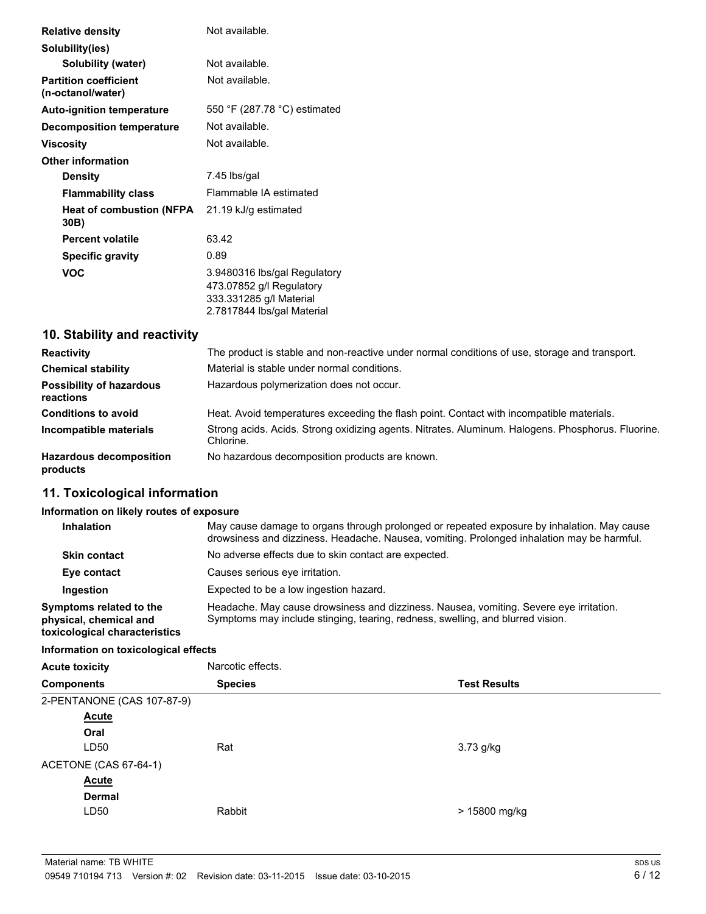| | |
|---|---|
| **Relative density** | Not available. |
| **Solubility(ies)** | |
| **Solubility (water)** | Not available. |
| **Partition coefficient (n-octanol/water)** | Not available. |
| **Auto-ignition temperature** | 550 °F (287.78 °C) estimated |
| **Decomposition temperature** | Not available. |
| **Viscosity** | Not available. |
| **Other information** | |
| **Density** | 7.45 lbs/gal |
| **Flammability class** | Flammable IA estimated |
| **Heat of combustion (NFPA 30B)** | 21.19 kJ/g estimated |
| **Percent volatile** | 63.42 |
| **Specific gravity** | 0.89 |
| **VOC** | 3.9480316 lbs/gal Regulatory<br>473.07852 g/l Regulatory<br>333.331285 g/l Material<br>2.7817844 lbs/gal Material |

## 10. Stability and reactivity

| | |
|---|---|
| **Reactivity** | The product is stable and non-reactive under normal conditions of use, storage and transport. |
| **Chemical stability** | Material is stable under normal conditions. |
| **Possibility of hazardous reactions** | Hazardous polymerization does not occur. |
| **Conditions to avoid** | Heat. Avoid temperatures exceeding the flash point. Contact with incompatible materials. |
| **Incompatible materials** | Strong acids. Acids. Strong oxidizing agents. Nitrates. Aluminum. Halogens. Phosphorus. Fluorine. Chlorine. |
| **Hazardous decomposition products** | No hazardous decomposition products are known. |

## 11. Toxicological information

**Information on likely routes of exposure**

| | |
|---|---|
| **Inhalation** | May cause damage to organs through prolonged or repeated exposure by inhalation. May cause drowsiness and dizziness. Headache. Nausea, vomiting. Prolonged inhalation may be harmful. |
| **Skin contact** | No adverse effects due to skin contact are expected. |
| **Eye contact** | Causes serious eye irritation. |
| **Ingestion** | Expected to be a low ingestion hazard. |
| **Symptoms related to the physical, chemical and toxicological characteristics** | Headache. May cause drowsiness and dizziness. Nausea, vomiting. Severe eye irritation. Symptoms may include stinging, tearing, redness, swelling, and blurred vision. |

**Information on toxicological effects**

**Acute toxicity** Narcotic effects.

| Components | Species | Test Results |
|---|---|---|
| 2-PENTANONE (CAS 107-87-9) | | |
| **Acute** | | |
| **Oral** | | |
| LD50 | Rat | 3.73 g/kg |
| ACETONE (CAS 67-64-1) | | |
| **Acute** | | |
| **Dermal** | | |
| LD50 | Rabbit | > 15800 mg/kg |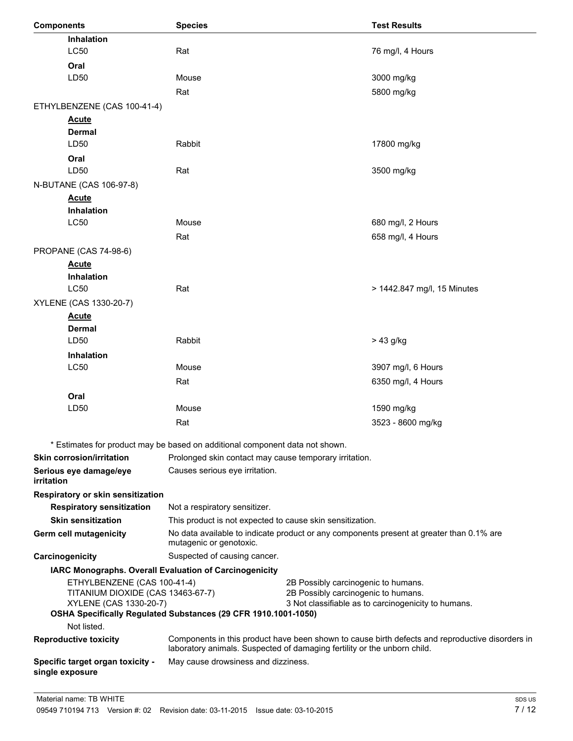| Components | Species | Test Results |
| --- | --- | --- |
| **Inhalation** | | |
| LC50 | Rat | 76 mg/l, 4 Hours |
| **Oral** | | |
| LD50 | Mouse | 3000 mg/kg |
| | Rat | 5800 mg/kg |
| ETHYLBENZENE (CAS 100-41-4) | | |
| **Acute** | | |
| **Dermal** | | |
| LD50 | Rabbit | 17800 mg/kg |
| **Oral** | | |
| LD50 | Rat | 3500 mg/kg |
| N-BUTANE (CAS 106-97-8) | | |
| **Acute** | | |
| **Inhalation** | | |
| LC50 | Mouse | 680 mg/l, 2 Hours |
| | Rat | 658 mg/l, 4 Hours |
| PROPANE (CAS 74-98-6) | | |
| **Acute** | | |
| **Inhalation** | | |
| LC50 | Rat | > 1442.847 mg/l, 15 Minutes |
| XYLENE (CAS 1330-20-7) | | |
| **Acute** | | |
| **Dermal** | | |
| LD50 | Rabbit | > 43 g/kg |
| **Inhalation** | | |
| LC50 | Mouse | 3907 mg/l, 6 Hours |
| | Rat | 6350 mg/l, 4 Hours |
| **Oral** | | |
| LD50 | Mouse | 1590 mg/kg |
| | Rat | 3523 - 8600 mg/kg |

* Estimates for product may be based on additional component data not shown.

**Skin corrosion/irritation** Prolonged skin contact may cause temporary irritation.

**Serious eye damage/eye irritation** Causes serious eye irritation.

**Respiratory or skin sensitization**

**Respiratory sensitization** Not a respiratory sensitizer.

**Skin sensitization** This product is not expected to cause skin sensitization.

**Germ cell mutagenicity** No data available to indicate product or any components present at greater than 0.1% are mutagenic or genotoxic.

**Carcinogenicity** Suspected of causing cancer.

**IARC Monographs. Overall Evaluation of Carcinogenicity**

| | |
| --- | --- |
| ETHYLBENZENE (CAS 100-41-4) | 2B Possibly carcinogenic to humans. |
| TITANIUM DIOXIDE (CAS 13463-67-7) | 2B Possibly carcinogenic to humans. |
| XYLENE (CAS 1330-20-7) | 3 Not classifiable as to carcinogenicity to humans. |

**OSHA Specifically Regulated Substances (29 CFR 1910.1001-1050)**

Not listed.

**Reproductive toxicity** Components in this product have been shown to cause birth defects and reproductive disorders in laboratory animals. Suspected of damaging fertility or the unborn child.

**Specific target organ toxicity - single exposure** May cause drowsiness and dizziness.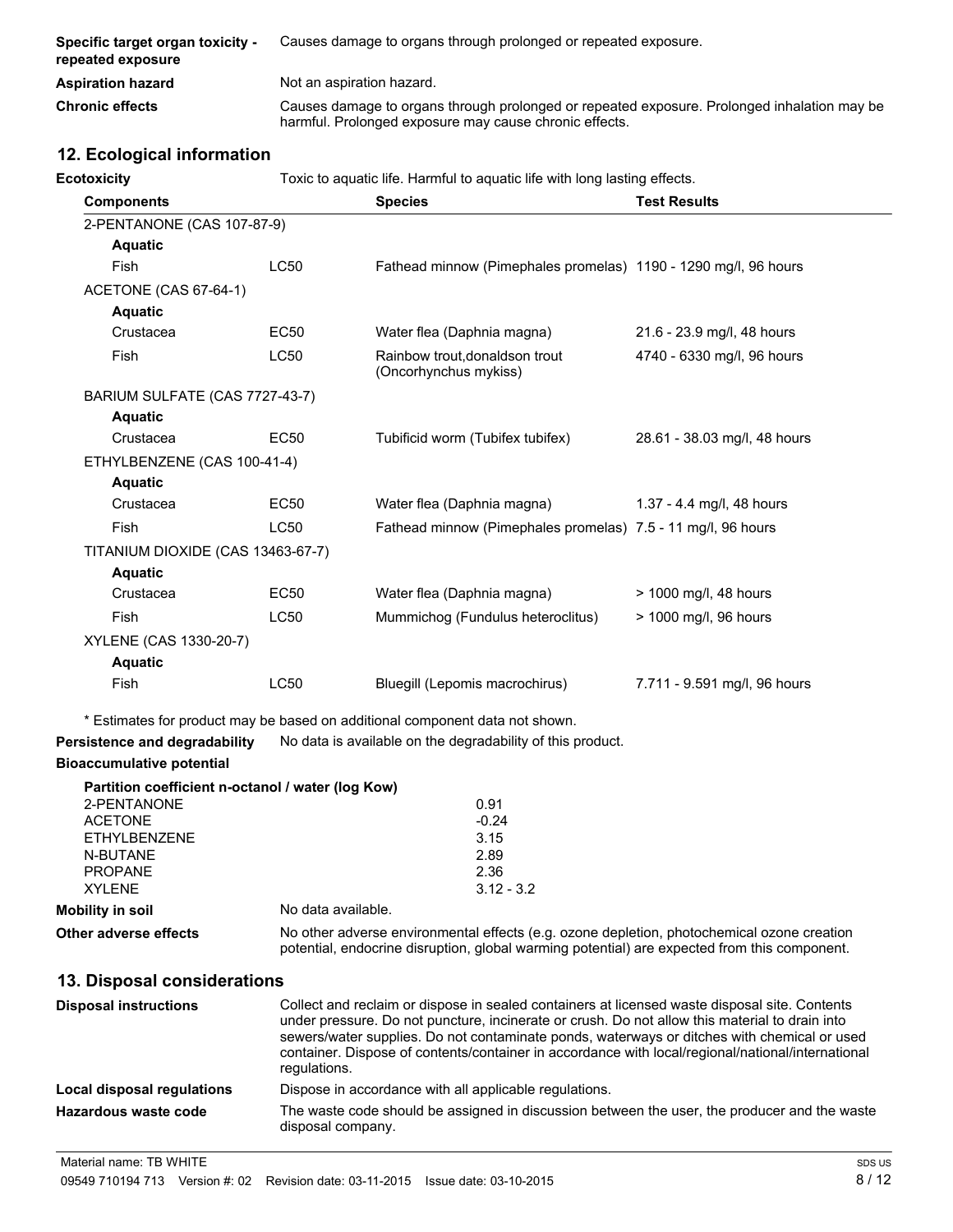| | |
|---|---|
| **Specific target organ toxicity - repeated exposure** | Causes damage to organs through prolonged or repeated exposure. |
| **Aspiration hazard** | Not an aspiration hazard. |
| **Chronic effects** | Causes damage to organs through prolonged or repeated exposure. Prolonged inhalation may be harmful. Prolonged exposure may cause chronic effects. |

## 12. Ecological information

**Ecotoxicity** Toxic to aquatic life. Harmful to aquatic life with long lasting effects.

| Components | | Species | Test Results |
|---|---|---|---|
| 2-PENTANONE (CAS 107-87-9) | | | |
| **Aquatic** | | | |
| Fish | LC50 | Fathead minnow (Pimephales promelas) | 1190 - 1290 mg/l, 96 hours |
| ACETONE (CAS 67-64-1) | | | |
| **Aquatic** | | | |
| Crustacea | EC50 | Water flea (Daphnia magna) | 21.6 - 23.9 mg/l, 48 hours |
| Fish | LC50 | Rainbow trout,donaldson trout (Oncorhynchus mykiss) | 4740 - 6330 mg/l, 96 hours |
| BARIUM SULFATE (CAS 7727-43-7) | | | |
| **Aquatic** | | | |
| Crustacea | EC50 | Tubificid worm (Tubifex tubifex) | 28.61 - 38.03 mg/l, 48 hours |
| ETHYLBENZENE (CAS 100-41-4) | | | |
| **Aquatic** | | | |
| Crustacea | EC50 | Water flea (Daphnia magna) | 1.37 - 4.4 mg/l, 48 hours |
| Fish | LC50 | Fathead minnow (Pimephales promelas) | 7.5 - 11 mg/l, 96 hours |
| TITANIUM DIOXIDE (CAS 13463-67-7) | | | |
| **Aquatic** | | | |
| Crustacea | EC50 | Water flea (Daphnia magna) | > 1000 mg/l, 48 hours |
| Fish | LC50 | Mummichog (Fundulus heteroclitus) | > 1000 mg/l, 96 hours |
| XYLENE (CAS 1330-20-7) | | | |
| **Aquatic** | | | |
| Fish | LC50 | Bluegill (Lepomis macrochirus) | 7.711 - 9.591 mg/l, 96 hours |

\* Estimates for product may be based on additional component data not shown.

**Persistence and degradability** No data is available on the degradability of this product.

**Bioaccumulative potential**

**Partition coefficient n-octanol / water (log Kow)**

| | |
|---|---|
| 2-PENTANONE | 0.91 |
| ACETONE | -0.24 |
| ETHYLBENZENE | 3.15 |
| N-BUTANE | 2.89 |
| PROPANE | 2.36 |
| XYLENE | 3.12 - 3.2 |

**Mobility in soil** No data available.

**Other adverse effects** No other adverse environmental effects (e.g. ozone depletion, photochemical ozone creation potential, endocrine disruption, global warming potential) are expected from this component.

## 13. Disposal considerations

**Disposal instructions** Collect and reclaim or dispose in sealed containers at licensed waste disposal site. Contents under pressure. Do not puncture, incinerate or crush. Do not allow this material to drain into sewers/water supplies. Do not contaminate ponds, waterways or ditches with chemical or used container. Dispose of contents/container in accordance with local/regional/national/international regulations.

**Local disposal regulations** Dispose in accordance with all applicable regulations.

**Hazardous waste code** The waste code should be assigned in discussion between the user, the producer and the waste disposal company.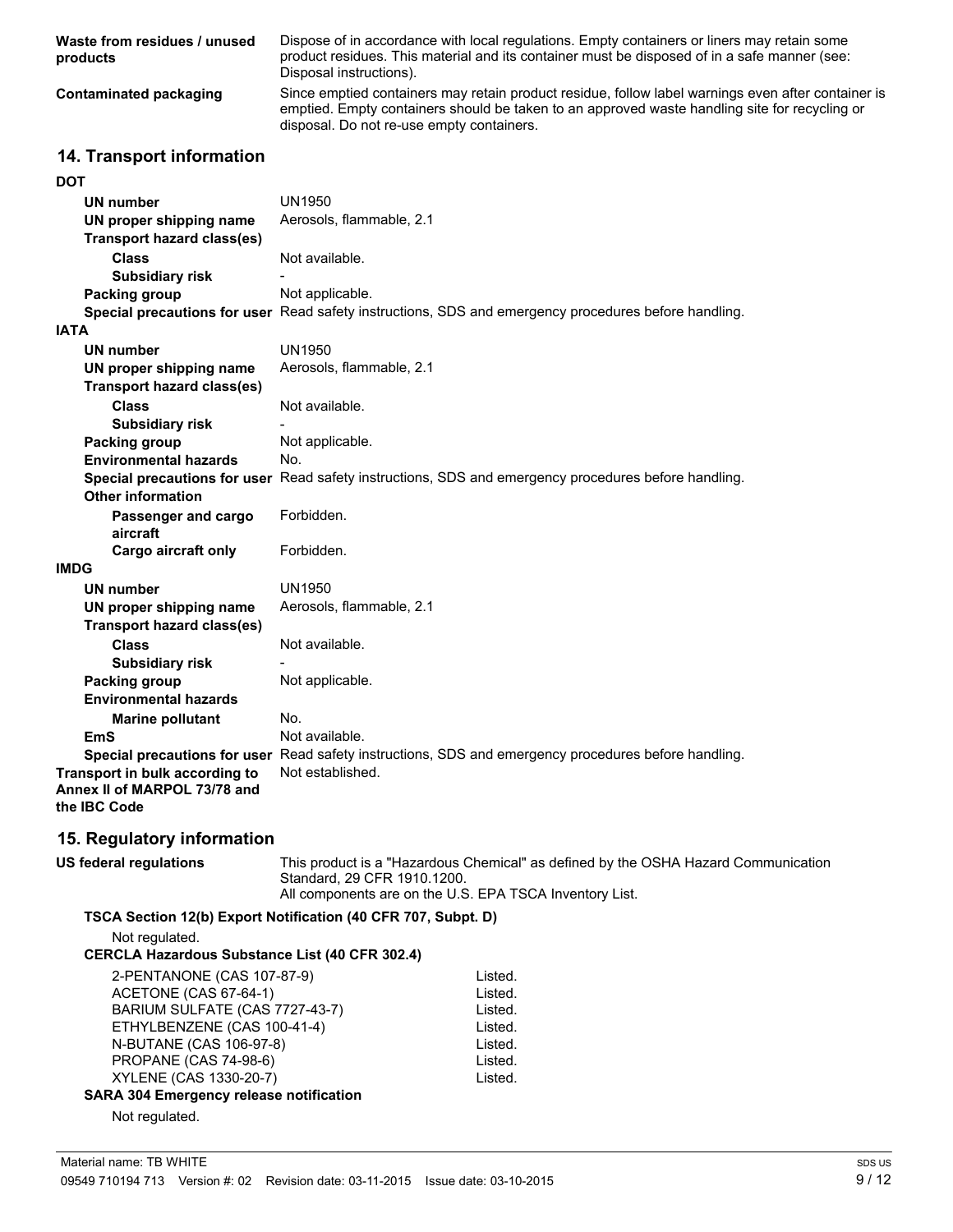**Waste from residues / unused products** Dispose of in accordance with local regulations. Empty containers or liners may retain some product residues. This material and its container must be disposed of in a safe manner (see: Disposal instructions).

**Contaminated packaging** Since emptied containers may retain product residue, follow label warnings even after container is emptied. Empty containers should be taken to an approved waste handling site for recycling or disposal. Do not re-use empty containers.

## 14. Transport information

**DOT**

| | |
|---|---|
| **UN number** | UN1950 |
| **UN proper shipping name** | Aerosols, flammable, 2.1 |
| **Transport hazard class(es)** | |
| **Class** | Not available. |
| **Subsidiary risk** | - |
| **Packing group** | Not applicable. |
| **Special precautions for user** | Read safety instructions, SDS and emergency procedures before handling. |

**IATA**

| | |
|---|---|
| **UN number** | UN1950 |
| **UN proper shipping name** | Aerosols, flammable, 2.1 |
| **Transport hazard class(es)** | |
| **Class** | Not available. |
| **Subsidiary risk** | - |
| **Packing group** | Not applicable. |
| **Environmental hazards** | No. |
| **Special precautions for user** | Read safety instructions, SDS and emergency procedures before handling. |
| **Other information** | |
| **Passenger and cargo aircraft** | Forbidden. |
| **Cargo aircraft only** | Forbidden. |

**IMDG**

| | |
|---|---|
| **UN number** | UN1950 |
| **UN proper shipping name** | Aerosols, flammable, 2.1 |
| **Transport hazard class(es)** | |
| **Class** | Not available. |
| **Subsidiary risk** | - |
| **Packing group** | Not applicable. |
| **Environmental hazards** | |
| **Marine pollutant** | No. |
| **EmS** | Not available. |
| **Special precautions for user** | Read safety instructions, SDS and emergency procedures before handling. |

**Transport in bulk according to Annex II of MARPOL 73/78 and the IBC Code** Not established.

## 15. Regulatory information

**US federal regulations** This product is a "Hazardous Chemical" as defined by the OSHA Hazard Communication Standard, 29 CFR 1910.1200.
All components are on the U.S. EPA TSCA Inventory List.

**TSCA Section 12(b) Export Notification (40 CFR 707, Subpt. D)**

Not regulated.

**CERCLA Hazardous Substance List (40 CFR 302.4)**

| | |
|---|---|
| 2-PENTANONE (CAS 107-87-9) | Listed. |
| ACETONE (CAS 67-64-1) | Listed. |
| BARIUM SULFATE (CAS 7727-43-7) | Listed. |
| ETHYLBENZENE (CAS 100-41-4) | Listed. |
| N-BUTANE (CAS 106-97-8) | Listed. |
| PROPANE (CAS 74-98-6) | Listed. |
| XYLENE (CAS 1330-20-7) | Listed. |

**SARA 304 Emergency release notification**

Not regulated.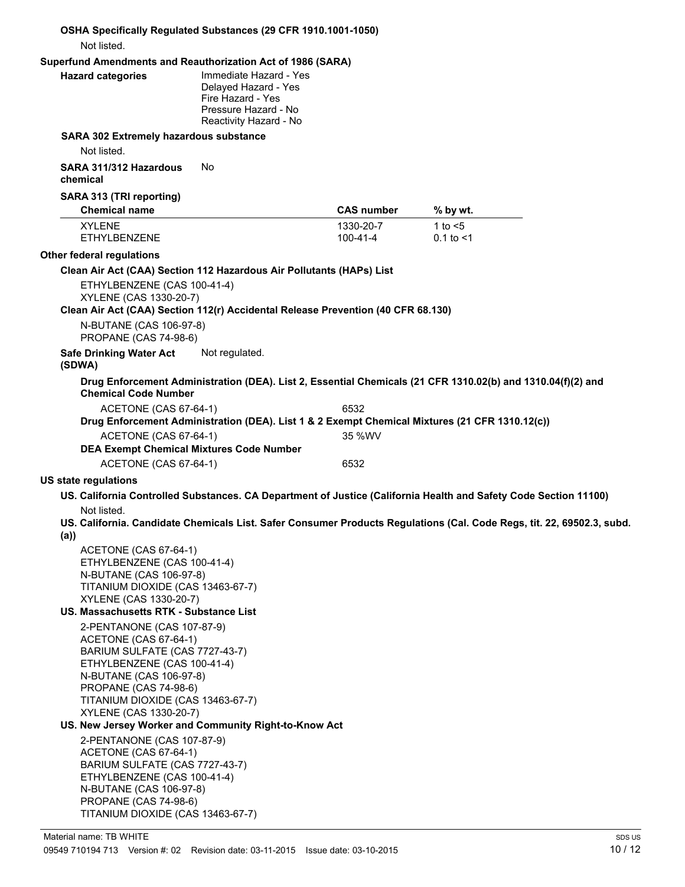**OSHA Specifically Regulated Substances (29 CFR 1910.1001-1050)**

Not listed.

**Superfund Amendments and Reauthorization Act of 1986 (SARA)**

**Hazard categories**
- Immediate Hazard - Yes
- Delayed Hazard - Yes
- Fire Hazard - Yes
- Pressure Hazard - No
- Reactivity Hazard - No

**SARA 302 Extremely hazardous substance**

Not listed.

**SARA 311/312 Hazardous chemical** No

**SARA 313 (TRI reporting)**

| Chemical name | CAS number | % by wt. |
|---|---|---|
| XYLENE | 1330-20-7 | 1 to <5 |
| ETHYLBENZENE | 100-41-4 | 0.1 to <1 |

**Other federal regulations**

**Clean Air Act (CAA) Section 112 Hazardous Air Pollutants (HAPs) List**

ETHYLBENZENE (CAS 100-41-4)
XYLENE (CAS 1330-20-7)

**Clean Air Act (CAA) Section 112(r) Accidental Release Prevention (40 CFR 68.130)**

N-BUTANE (CAS 106-97-8)
PROPANE (CAS 74-98-6)

**Safe Drinking Water Act (SDWA)** Not regulated.

**Drug Enforcement Administration (DEA). List 2, Essential Chemicals (21 CFR 1310.02(b) and 1310.04(f)(2) and Chemical Code Number**

ACETONE (CAS 67-64-1) 6532

**Drug Enforcement Administration (DEA). List 1 & 2 Exempt Chemical Mixtures (21 CFR 1310.12(c))**

ACETONE (CAS 67-64-1) 35 %WV

**DEA Exempt Chemical Mixtures Code Number**

ACETONE (CAS 67-64-1) 6532

**US state regulations**

**US. California Controlled Substances. CA Department of Justice (California Health and Safety Code Section 11100)**

Not listed.

**US. California. Candidate Chemicals List. Safer Consumer Products Regulations (Cal. Code Regs, tit. 22, 69502.3, subd. (a))**

ACETONE (CAS 67-64-1)
ETHYLBENZENE (CAS 100-41-4)
N-BUTANE (CAS 106-97-8)
TITANIUM DIOXIDE (CAS 13463-67-7)
XYLENE (CAS 1330-20-7)

**US. Massachusetts RTK - Substance List**

2-PENTANONE (CAS 107-87-9)
ACETONE (CAS 67-64-1)
BARIUM SULFATE (CAS 7727-43-7)
ETHYLBENZENE (CAS 100-41-4)
N-BUTANE (CAS 106-97-8)
PROPANE (CAS 74-98-6)
TITANIUM DIOXIDE (CAS 13463-67-7)
XYLENE (CAS 1330-20-7)

**US. New Jersey Worker and Community Right-to-Know Act**

2-PENTANONE (CAS 107-87-9)
ACETONE (CAS 67-64-1)
BARIUM SULFATE (CAS 7727-43-7)
ETHYLBENZENE (CAS 100-41-4)
N-BUTANE (CAS 106-97-8)
PROPANE (CAS 74-98-6)
TITANIUM DIOXIDE (CAS 13463-67-7)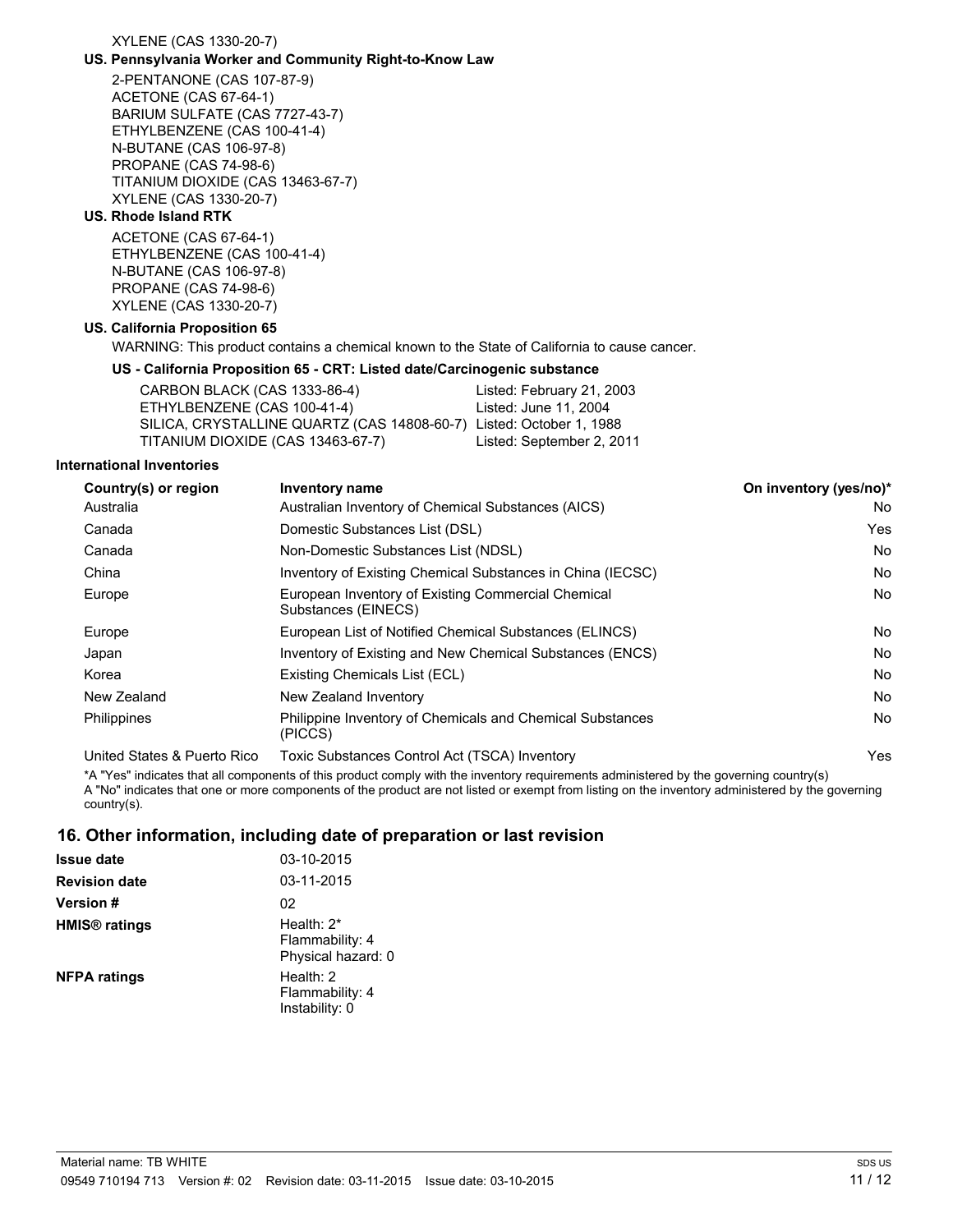XYLENE (CAS 1330-20-7)

**US. Pennsylvania Worker and Community Right-to-Know Law**

2-PENTANONE (CAS 107-87-9)
ACETONE (CAS 67-64-1)
BARIUM SULFATE (CAS 7727-43-7)
ETHYLBENZENE (CAS 100-41-4)
N-BUTANE (CAS 106-97-8)
PROPANE (CAS 74-98-6)
TITANIUM DIOXIDE (CAS 13463-67-7)
XYLENE (CAS 1330-20-7)

**US. Rhode Island RTK**

ACETONE (CAS 67-64-1)
ETHYLBENZENE (CAS 100-41-4)
N-BUTANE (CAS 106-97-8)
PROPANE (CAS 74-98-6)
XYLENE (CAS 1330-20-7)

**US. California Proposition 65**

WARNING: This product contains a chemical known to the State of California to cause cancer.

**US - California Proposition 65 - CRT: Listed date/Carcinogenic substance**

| | |
|---|---|
| CARBON BLACK (CAS 1333-86-4) | Listed: February 21, 2003 |
| ETHYLBENZENE (CAS 100-41-4) | Listed: June 11, 2004 |
| SILICA, CRYSTALLINE QUARTZ (CAS 14808-60-7) | Listed: October 1, 1988 |
| TITANIUM DIOXIDE (CAS 13463-67-7) | Listed: September 2, 2011 |

**International Inventories**

| Country(s) or region | Inventory name | On inventory (yes/no)* |
|---|---|---|
| Australia | Australian Inventory of Chemical Substances (AICS) | No |
| Canada | Domestic Substances List (DSL) | Yes |
| Canada | Non-Domestic Substances List (NDSL) | No |
| China | Inventory of Existing Chemical Substances in China (IECSC) | No |
| Europe | European Inventory of Existing Commercial Chemical Substances (EINECS) | No |
| Europe | European List of Notified Chemical Substances (ELINCS) | No |
| Japan | Inventory of Existing and New Chemical Substances (ENCS) | No |
| Korea | Existing Chemicals List (ECL) | No |
| New Zealand | New Zealand Inventory | No |
| Philippines | Philippine Inventory of Chemicals and Chemical Substances (PICCS) | No |
| United States & Puerto Rico | Toxic Substances Control Act (TSCA) Inventory | Yes |

*A "Yes" indicates that all components of this product comply with the inventory requirements administered by the governing country(s)
A "No" indicates that one or more components of the product are not listed or exempt from listing on the inventory administered by the governing country(s).

## 16. Other information, including date of preparation or last revision

| | |
|---|---|
| **Issue date** | 03-10-2015 |
| **Revision date** | 03-11-2015 |
| **Version #** | 02 |
| **HMIS® ratings** | Health: 2*<br>Flammability: 4<br>Physical hazard: 0 |
| **NFPA ratings** | Health: 2<br>Flammability: 4<br>Instability: 0 |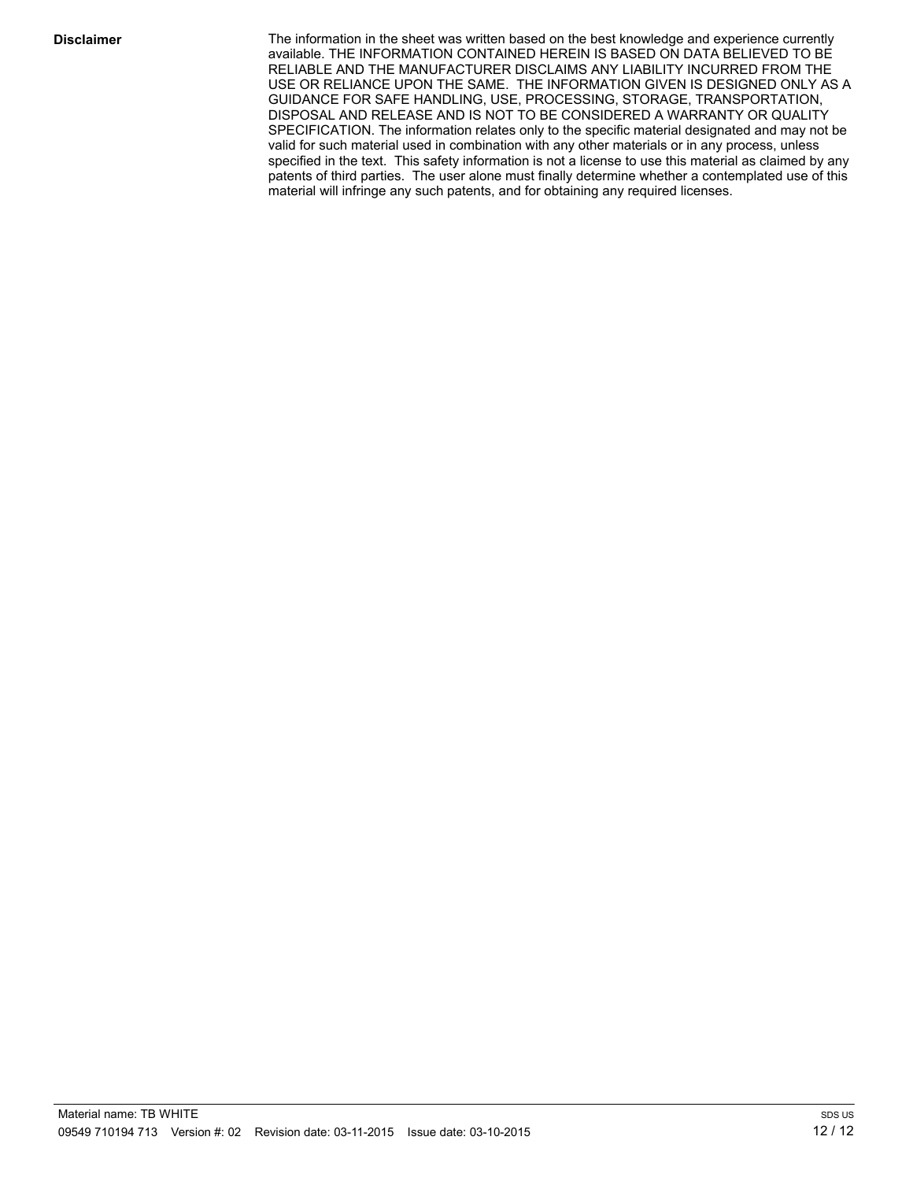**Disclaimer**

The information in the sheet was written based on the best knowledge and experience currently available. THE INFORMATION CONTAINED HEREIN IS BASED ON DATA BELIEVED TO BE RELIABLE AND THE MANUFACTURER DISCLAIMS ANY LIABILITY INCURRED FROM THE USE OR RELIANCE UPON THE SAME. THE INFORMATION GIVEN IS DESIGNED ONLY AS A GUIDANCE FOR SAFE HANDLING, USE, PROCESSING, STORAGE, TRANSPORTATION, DISPOSAL AND RELEASE AND IS NOT TO BE CONSIDERED A WARRANTY OR QUALITY SPECIFICATION. The information relates only to the specific material designated and may not be valid for such material used in combination with any other materials or in any process, unless specified in the text. This safety information is not a license to use this material as claimed by any patents of third parties. The user alone must finally determine whether a contemplated use of this material will infringe any such patents, and for obtaining any required licenses.